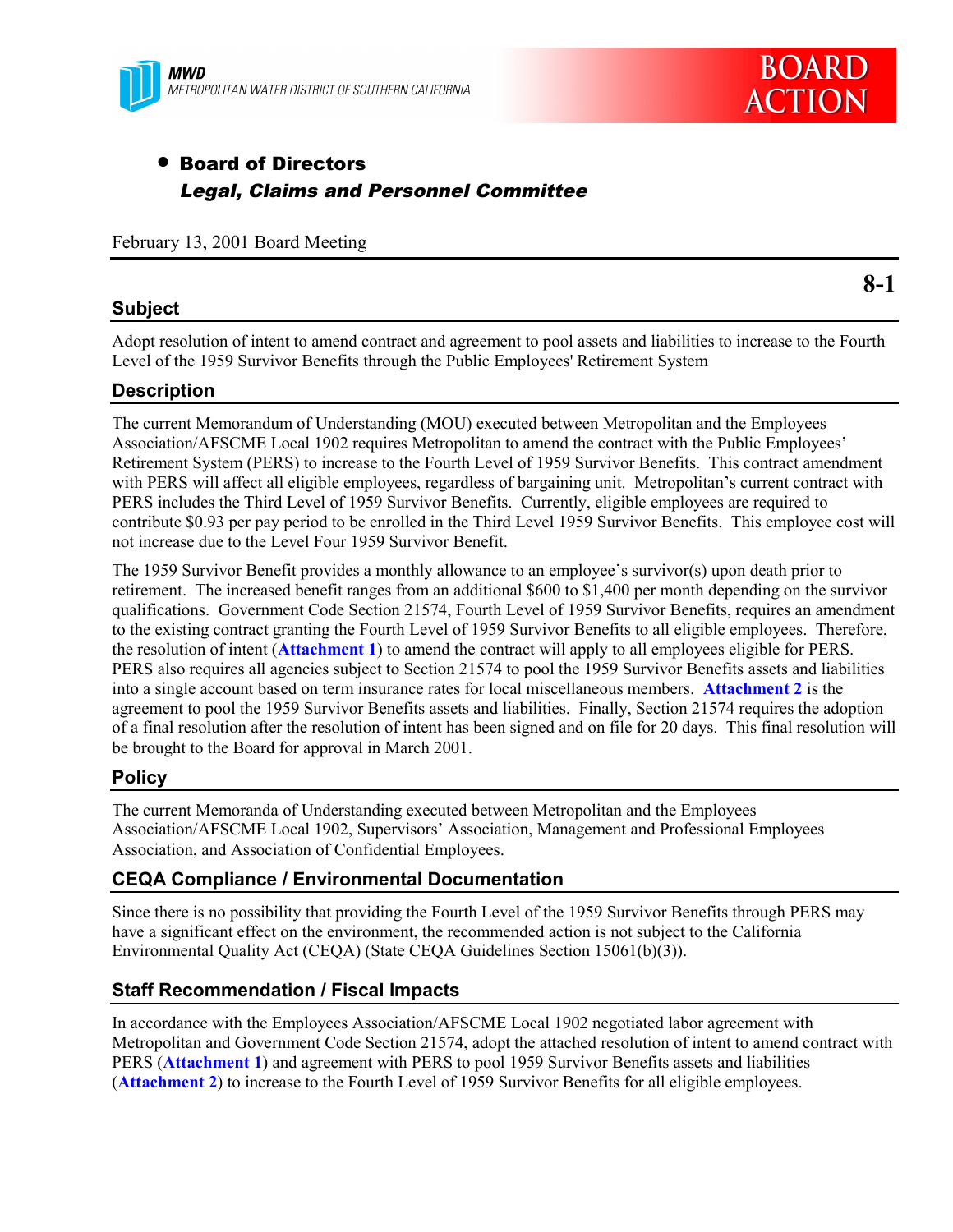MWD
METROPOLITAN WATER DISTRICT OF SOUTHERN CALIFORNIA

BOARD ACTION

- **Board of Directors**
  ***Legal, Claims and Personnel Committee***

February 13, 2001 Board Meeting

**8-1**

## Subject

Adopt resolution of intent to amend contract and agreement to pool assets and liabilities to increase to the Fourth Level of the 1959 Survivor Benefits through the Public Employees' Retirement System

## Description

The current Memorandum of Understanding (MOU) executed between Metropolitan and the Employees Association/AFSCME Local 1902 requires Metropolitan to amend the contract with the Public Employees' Retirement System (PERS) to increase to the Fourth Level of 1959 Survivor Benefits. This contract amendment with PERS will affect all eligible employees, regardless of bargaining unit. Metropolitan's current contract with PERS includes the Third Level of 1959 Survivor Benefits. Currently, eligible employees are required to contribute $0.93 per pay period to be enrolled in the Third Level 1959 Survivor Benefits. This employee cost will not increase due to the Level Four 1959 Survivor Benefit.

The 1959 Survivor Benefit provides a monthly allowance to an employee's survivor(s) upon death prior to retirement. The increased benefit ranges from an additional $600 to $1,400 per month depending on the survivor qualifications. Government Code Section 21574, Fourth Level of 1959 Survivor Benefits, requires an amendment to the existing contract granting the Fourth Level of 1959 Survivor Benefits to all eligible employees. Therefore, the resolution of intent (**Attachment 1**) to amend the contract will apply to all employees eligible for PERS. PERS also requires all agencies subject to Section 21574 to pool the 1959 Survivor Benefits assets and liabilities into a single account based on term insurance rates for local miscellaneous members. **Attachment 2** is the agreement to pool the 1959 Survivor Benefits assets and liabilities. Finally, Section 21574 requires the adoption of a final resolution after the resolution of intent has been signed and on file for 20 days. This final resolution will be brought to the Board for approval in March 2001.

## Policy

The current Memoranda of Understanding executed between Metropolitan and the Employees Association/AFSCME Local 1902, Supervisors' Association, Management and Professional Employees Association, and Association of Confidential Employees.

## CEQA Compliance / Environmental Documentation

Since there is no possibility that providing the Fourth Level of the 1959 Survivor Benefits through PERS may have a significant effect on the environment, the recommended action is not subject to the California Environmental Quality Act (CEQA) (State CEQA Guidelines Section 15061(b)(3)).

## Staff Recommendation / Fiscal Impacts

In accordance with the Employees Association/AFSCME Local 1902 negotiated labor agreement with Metropolitan and Government Code Section 21574, adopt the attached resolution of intent to amend contract with PERS (**Attachment 1**) and agreement with PERS to pool 1959 Survivor Benefits assets and liabilities (**Attachment 2**) to increase to the Fourth Level of 1959 Survivor Benefits for all eligible employees.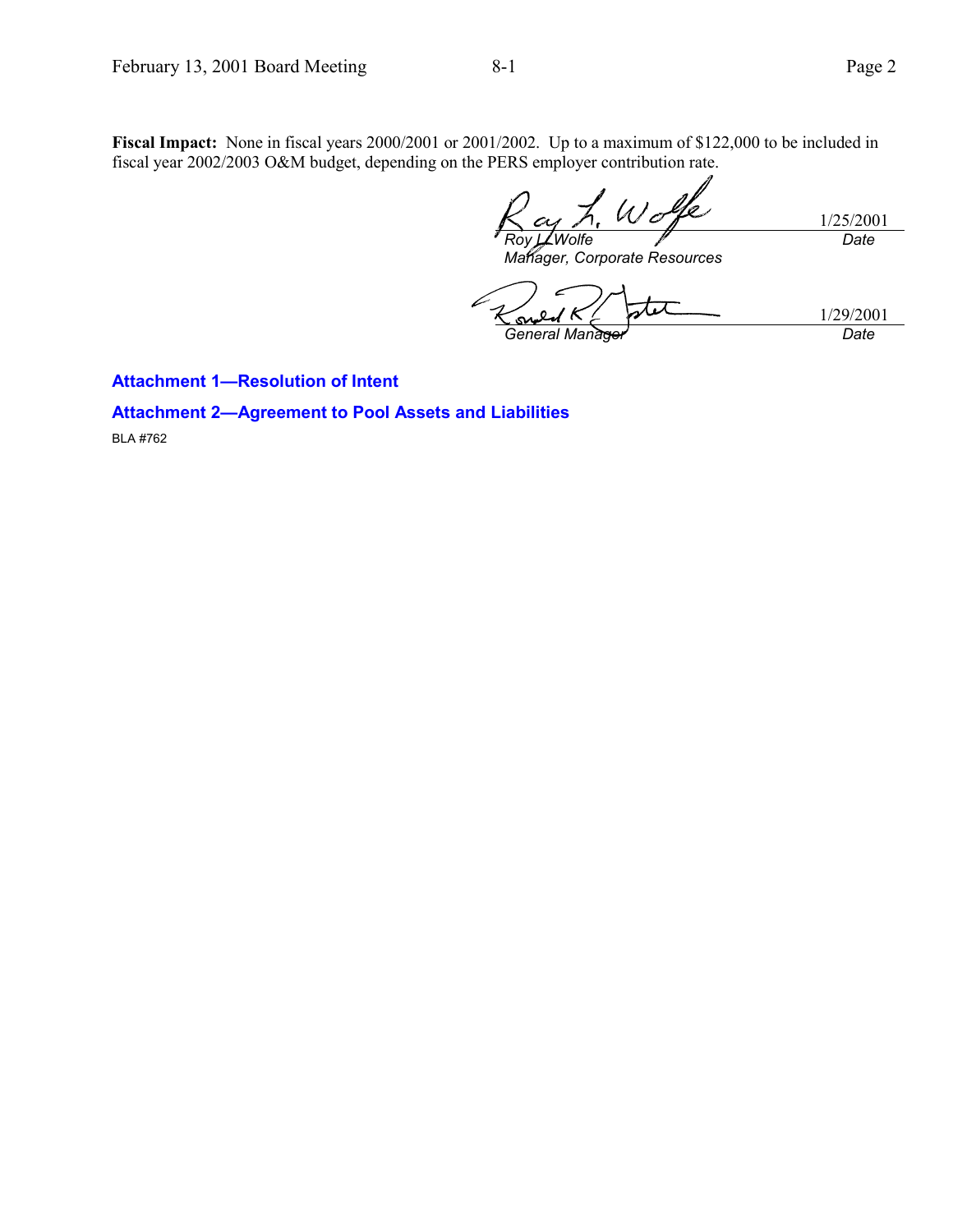**Fiscal Impact:** None in fiscal years 2000/2001 or 2001/2002. Up to a maximum of $122,000 to be included in fiscal year 2002/2003 O&M budget, depending on the PERS employer contribution rate.

| | |
|---|---|
| *Roy L. Wolfe* | 1/25/2001 |
| *Manager, Corporate Resources* | *Date* |

| | |
|---|---|
| *General Manager* | 1/29/2001 |
| | *Date* |

**Attachment 1—Resolution of Intent**

**Attachment 2—Agreement to Pool Assets and Liabilities**

BLA #762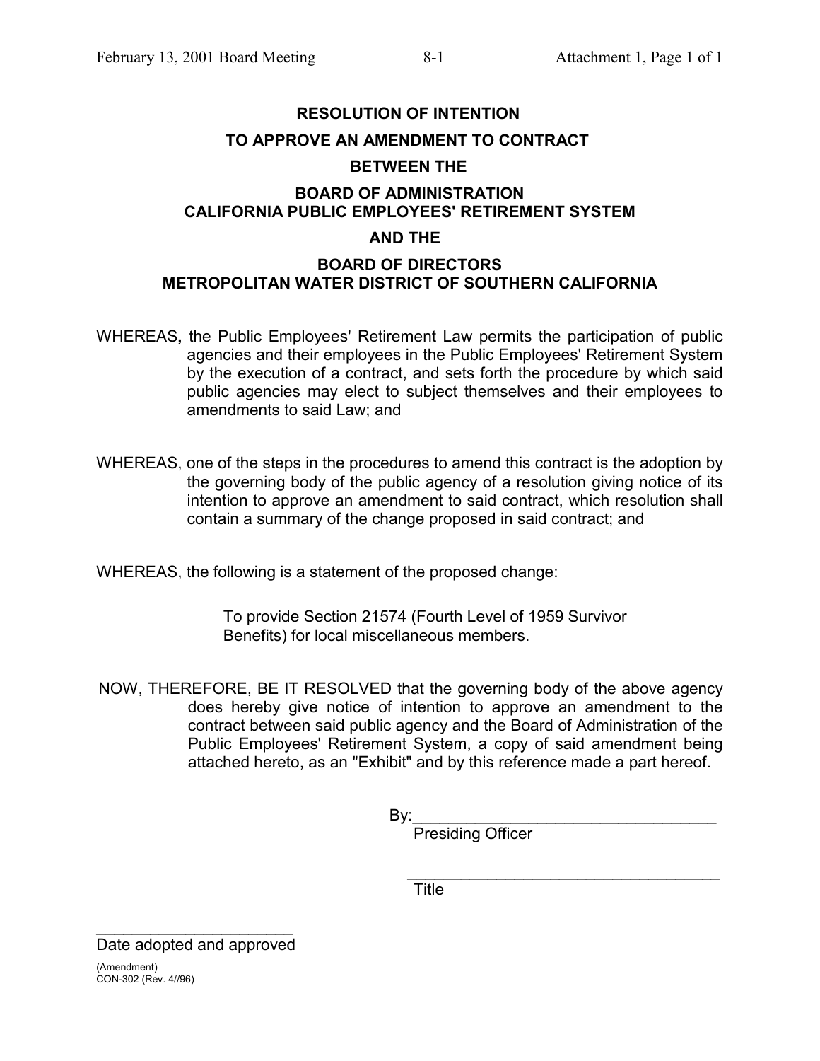# RESOLUTION OF INTENTION

## TO APPROVE AN AMENDMENT TO CONTRACT

## BETWEEN THE

## BOARD OF ADMINISTRATION CALIFORNIA PUBLIC EMPLOYEES' RETIREMENT SYSTEM

## AND THE

## BOARD OF DIRECTORS METROPOLITAN WATER DISTRICT OF SOUTHERN CALIFORNIA

WHEREAS, the Public Employees' Retirement Law permits the participation of public agencies and their employees in the Public Employees' Retirement System by the execution of a contract, and sets forth the procedure by which said public agencies may elect to subject themselves and their employees to amendments to said Law; and

WHEREAS, one of the steps in the procedures to amend this contract is the adoption by the governing body of the public agency of a resolution giving notice of its intention to approve an amendment to said contract, which resolution shall contain a summary of the change proposed in said contract; and

WHEREAS, the following is a statement of the proposed change:

> To provide Section 21574 (Fourth Level of 1959 Survivor Benefits) for local miscellaneous members.

NOW, THEREFORE, BE IT RESOLVED that the governing body of the above agency does hereby give notice of intention to approve an amendment to the contract between said public agency and the Board of Administration of the Public Employees' Retirement System, a copy of said amendment being attached hereto, as an "Exhibit" and by this reference made a part hereof.

By:___________________________________
Presiding Officer

___________________________________
Title

_______________________
Date adopted and approved

(Amendment)
CON-302 (Rev. 4//96)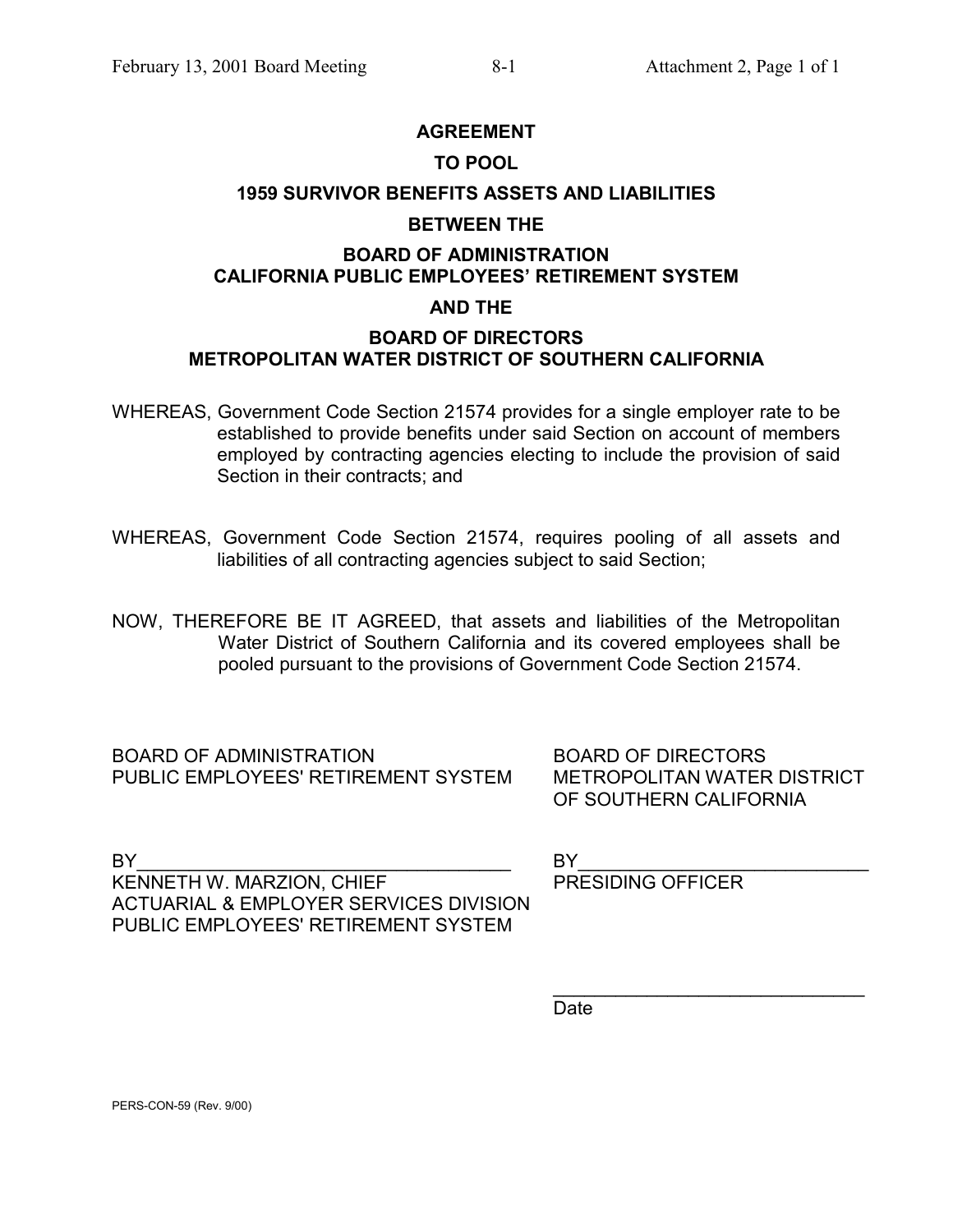# AGREEMENT

## TO POOL

## 1959 SURVIVOR BENEFITS ASSETS AND LIABILITIES

## BETWEEN THE

## BOARD OF ADMINISTRATION
## CALIFORNIA PUBLIC EMPLOYEES' RETIREMENT SYSTEM

## AND THE

## BOARD OF DIRECTORS
## METROPOLITAN WATER DISTRICT OF SOUTHERN CALIFORNIA

WHEREAS, Government Code Section 21574 provides for a single employer rate to be established to provide benefits under said Section on account of members employed by contracting agencies electing to include the provision of said Section in their contracts; and

WHEREAS, Government Code Section 21574, requires pooling of all assets and liabilities of all contracting agencies subject to said Section;

NOW, THEREFORE BE IT AGREED, that assets and liabilities of the Metropolitan Water District of Southern California and its covered employees shall be pooled pursuant to the provisions of Government Code Section 21574.

BOARD OF ADMINISTRATION
PUBLIC EMPLOYEES' RETIREMENT SYSTEM

BY\_\_\_\_\_\_\_\_\_\_\_\_\_\_\_\_\_\_\_\_\_\_\_\_\_\_\_\_\_\_\_\_\_\_\_\_
KENNETH W. MARZION, CHIEF
ACTUARIAL & EMPLOYER SERVICES DIVISION
PUBLIC EMPLOYEES' RETIREMENT SYSTEM

BOARD OF DIRECTORS
METROPOLITAN WATER DISTRICT
OF SOUTHERN CALIFORNIA

BY\_\_\_\_\_\_\_\_\_\_\_\_\_\_\_\_\_\_\_\_\_\_\_\_\_\_\_\_
PRESIDING OFFICER

\_\_\_\_\_\_\_\_\_\_\_\_\_\_\_\_\_\_\_\_\_\_\_\_\_\_\_\_\_\_
Date

PERS-CON-59 (Rev. 9/00)